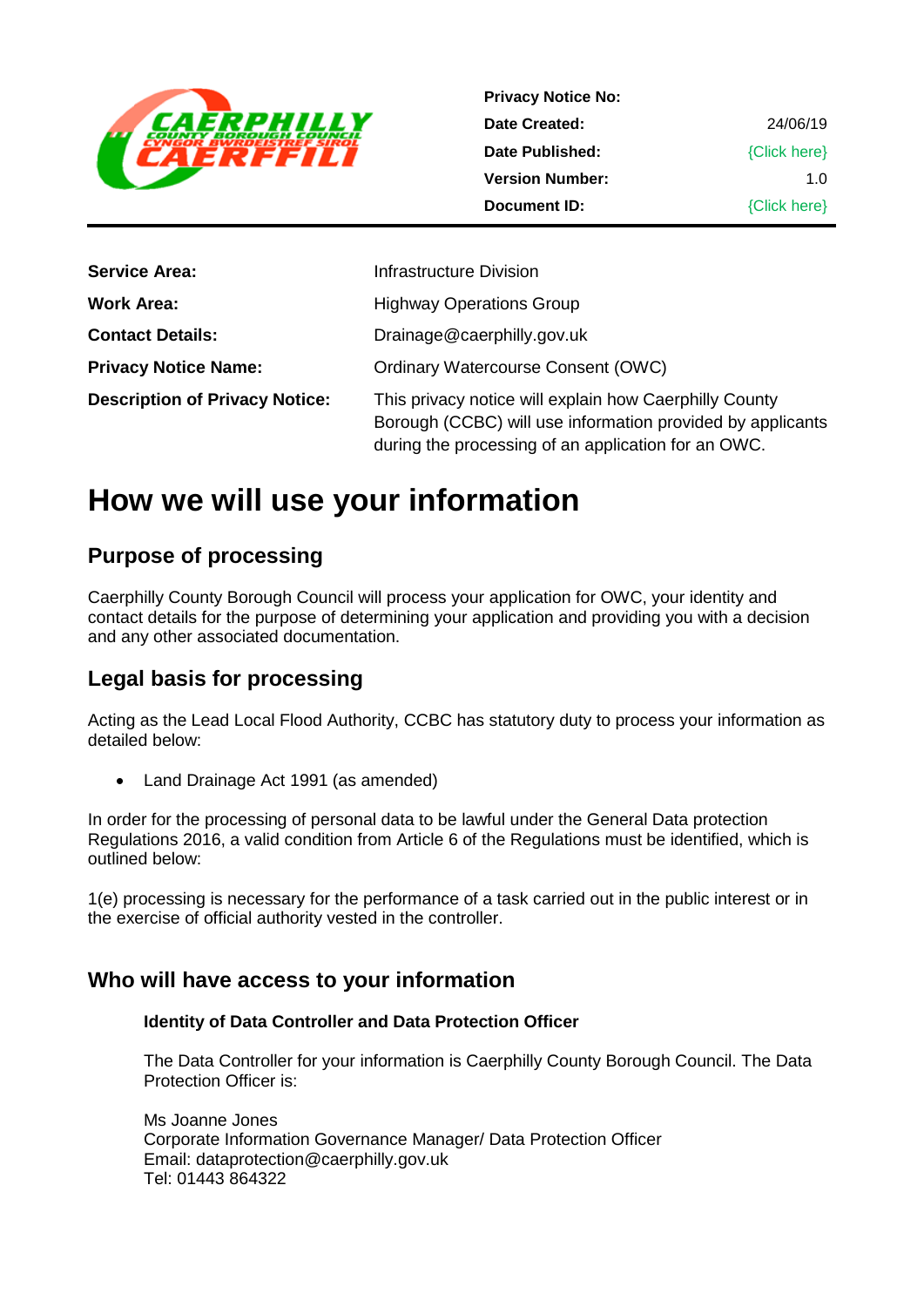| | |
|---|---|
| **Privacy Notice No:** | |
| **Date Created:** | 24/06/19 |
| **Date Published:** | {Click here} |
| **Version Number:** | 1.0 |
| **Document ID:** | {Click here} |

| | |
|---|---|
| **Service Area:** | Infrastructure Division |
| **Work Area:** | Highway Operations Group |
| **Contact Details:** | Drainage@caerphilly.gov.uk |
| **Privacy Notice Name:** | Ordinary Watercourse Consent (OWC) |
| **Description of Privacy Notice:** | This privacy notice will explain how Caerphilly County Borough (CCBC) will use information provided by applicants during the processing of an application for an OWC. |

# How we will use your information

## Purpose of processing

Caerphilly County Borough Council will process your application for OWC, your identity and contact details for the purpose of determining your application and providing you with a decision and any other associated documentation.

## Legal basis for processing

Acting as the Lead Local Flood Authority, CCBC has statutory duty to process your information as detailed below:

- Land Drainage Act 1991 (as amended)

In order for the processing of personal data to be lawful under the General Data protection Regulations 2016, a valid condition from Article 6 of the Regulations must be identified, which is outlined below:

1(e) processing is necessary for the performance of a task carried out in the public interest or in the exercise of official authority vested in the controller.

## Who will have access to your information

### Identity of Data Controller and Data Protection Officer

The Data Controller for your information is Caerphilly County Borough Council. The Data Protection Officer is:

Ms Joanne Jones
Corporate Information Governance Manager/ Data Protection Officer
Email: dataprotection@caerphilly.gov.uk
Tel: 01443 864322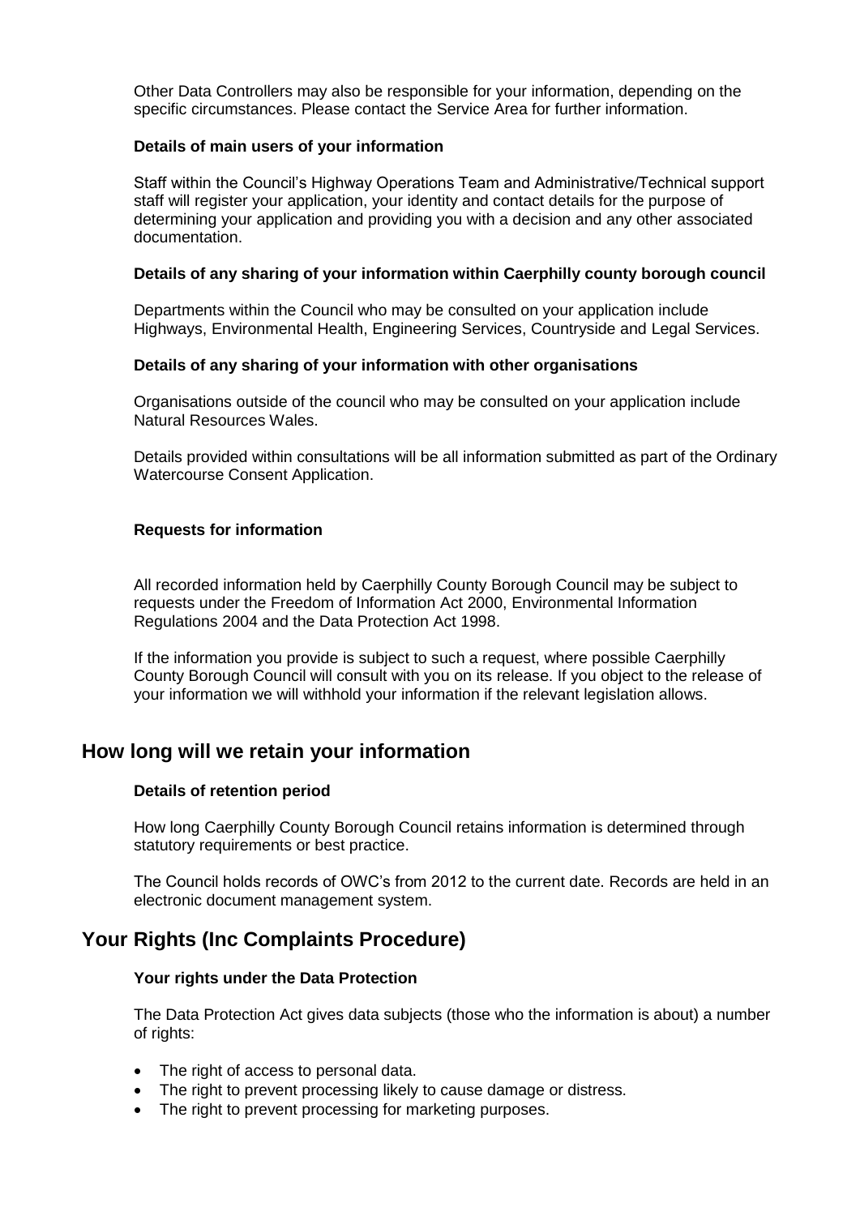Other Data Controllers may also be responsible for your information, depending on the specific circumstances. Please contact the Service Area for further information.

**Details of main users of your information**

Staff within the Council's Highway Operations Team and Administrative/Technical support staff will register your application, your identity and contact details for the purpose of determining your application and providing you with a decision and any other associated documentation.

**Details of any sharing of your information within Caerphilly county borough council**

Departments within the Council who may be consulted on your application include Highways, Environmental Health, Engineering Services, Countryside and Legal Services.

**Details of any sharing of your information with other organisations**

Organisations outside of the council who may be consulted on your application include Natural Resources Wales.

Details provided within consultations will be all information submitted as part of the Ordinary Watercourse Consent Application.

**Requests for information**

All recorded information held by Caerphilly County Borough Council may be subject to requests under the Freedom of Information Act 2000, Environmental Information Regulations 2004 and the Data Protection Act 1998.

If the information you provide is subject to such a request, where possible Caerphilly County Borough Council will consult with you on its release. If you object to the release of your information we will withhold your information if the relevant legislation allows.

## How long will we retain your information

**Details of retention period**

How long Caerphilly County Borough Council retains information is determined through statutory requirements or best practice.

The Council holds records of OWC's from 2012 to the current date. Records are held in an electronic document management system.

## Your Rights (Inc Complaints Procedure)

**Your rights under the Data Protection**

The Data Protection Act gives data subjects (those who the information is about) a number of rights:

- The right of access to personal data.
- The right to prevent processing likely to cause damage or distress.
- The right to prevent processing for marketing purposes.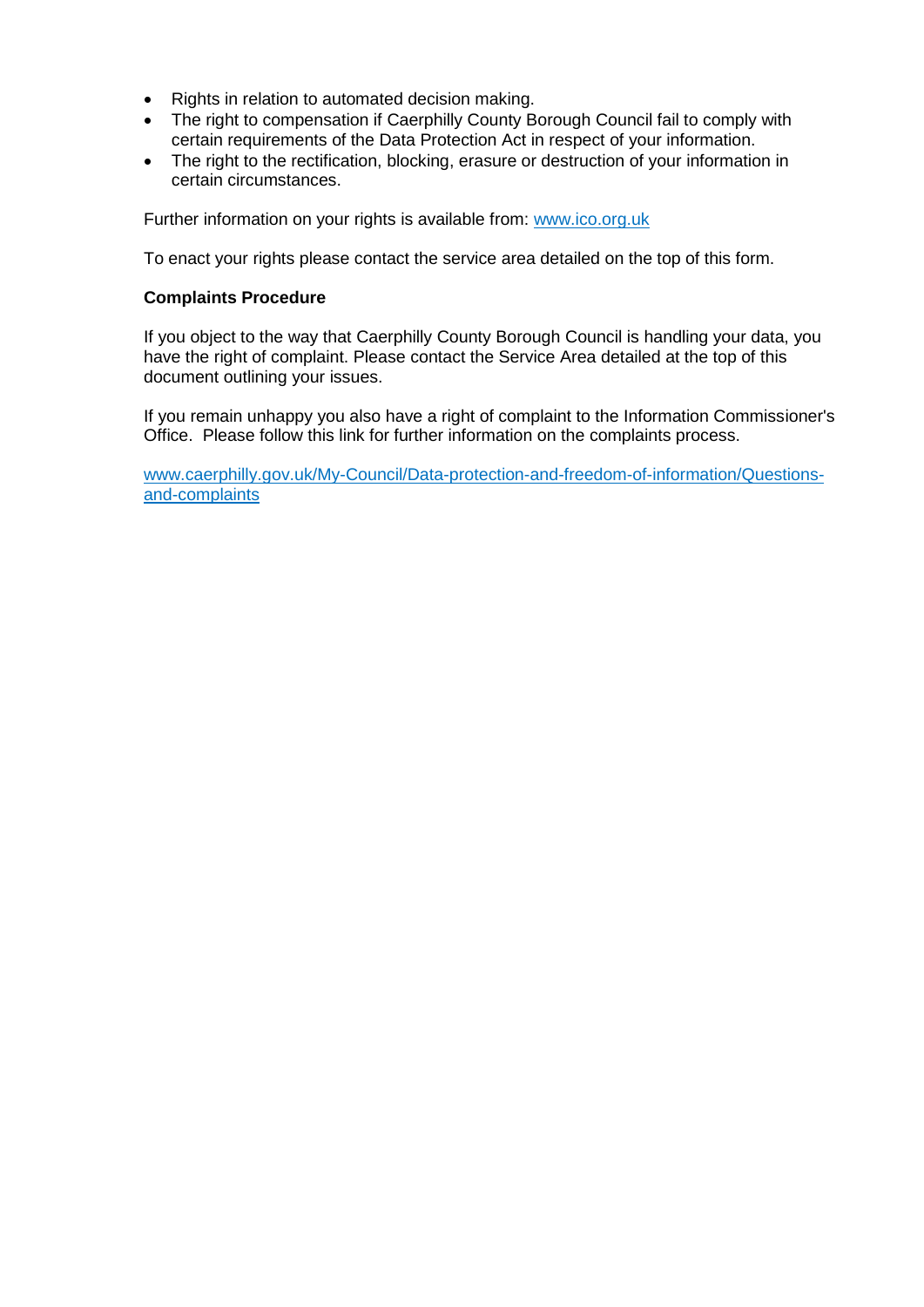- Rights in relation to automated decision making.
- The right to compensation if Caerphilly County Borough Council fail to comply with certain requirements of the Data Protection Act in respect of your information.
- The right to the rectification, blocking, erasure or destruction of your information in certain circumstances.

Further information on your rights is available from: [www.ico.org.uk](http://www.ico.org.uk)

To enact your rights please contact the service area detailed on the top of this form.

**Complaints Procedure**

If you object to the way that Caerphilly County Borough Council is handling your data, you have the right of complaint. Please contact the Service Area detailed at the top of this document outlining your issues.

If you remain unhappy you also have a right of complaint to the Information Commissioner's Office. Please follow this link for further information on the complaints process.

[www.caerphilly.gov.uk/My-Council/Data-protection-and-freedom-of-information/Questions-and-complaints](http://www.caerphilly.gov.uk/My-Council/Data-protection-and-freedom-of-information/Questions-and-complaints)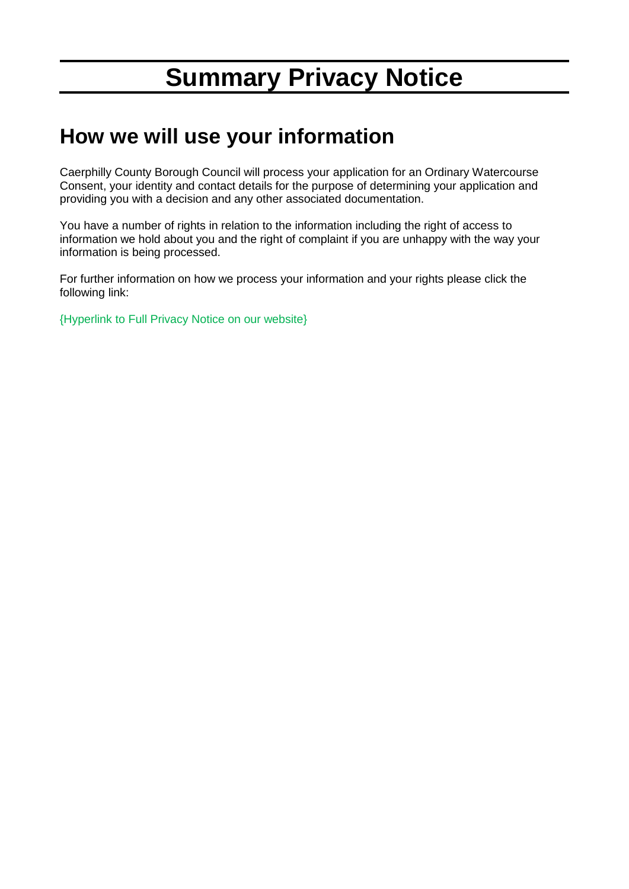# Summary Privacy Notice

## How we will use your information

Caerphilly County Borough Council will process your application for an Ordinary Watercourse Consent, your identity and contact details for the purpose of determining your application and providing you with a decision and any other associated documentation.

You have a number of rights in relation to the information including the right of access to information we hold about you and the right of complaint if you are unhappy with the way your information is being processed.

For further information on how we process your information and your rights please click the following link:

{Hyperlink to Full Privacy Notice on our website}